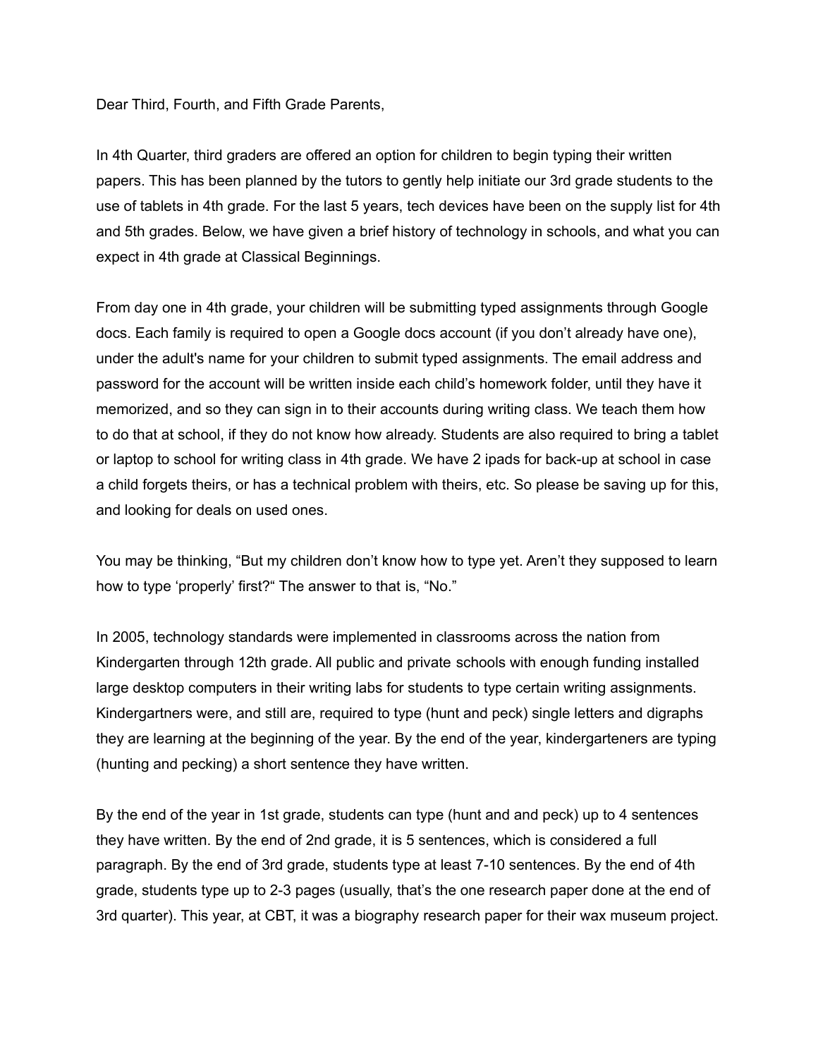Dear Third, Fourth, and Fifth Grade Parents,

In 4th Quarter, third graders are offered an option for children to begin typing their written papers. This has been planned by the tutors to gently help initiate our 3rd grade students to the use of tablets in 4th grade. For the last 5 years, tech devices have been on the supply list for 4th and 5th grades. Below, we have given a brief history of technology in schools, and what you can expect in 4th grade at Classical Beginnings.

From day one in 4th grade, your children will be submitting typed assignments through Google docs. Each family is required to open a Google docs account (if you don't already have one), under the adult's name for your children to submit typed assignments. The email address and password for the account will be written inside each child's homework folder, until they have it memorized, and so they can sign in to their accounts during writing class. We teach them how to do that at school, if they do not know how already. Students are also required to bring a tablet or laptop to school for writing class in 4th grade. We have 2 ipads for back-up at school in case a child forgets theirs, or has a technical problem with theirs, etc. So please be saving up for this, and looking for deals on used ones.

You may be thinking, "But my children don't know how to type yet. Aren't they supposed to learn how to type 'properly' first?" The answer to that is, "No."

In 2005, technology standards were implemented in classrooms across the nation from Kindergarten through 12th grade. All public and private schools with enough funding installed large desktop computers in their writing labs for students to type certain writing assignments. Kindergartners were, and still are, required to type (hunt and peck) single letters and digraphs they are learning at the beginning of the year. By the end of the year, kindergarteners are typing (hunting and pecking) a short sentence they have written.

By the end of the year in 1st grade, students can type (hunt and and peck) up to 4 sentences they have written. By the end of 2nd grade, it is 5 sentences, which is considered a full paragraph. By the end of 3rd grade, students type at least 7-10 sentences. By the end of 4th grade, students type up to 2-3 pages (usually, that's the one research paper done at the end of 3rd quarter). This year, at CBT, it was a biography research paper for their wax museum project.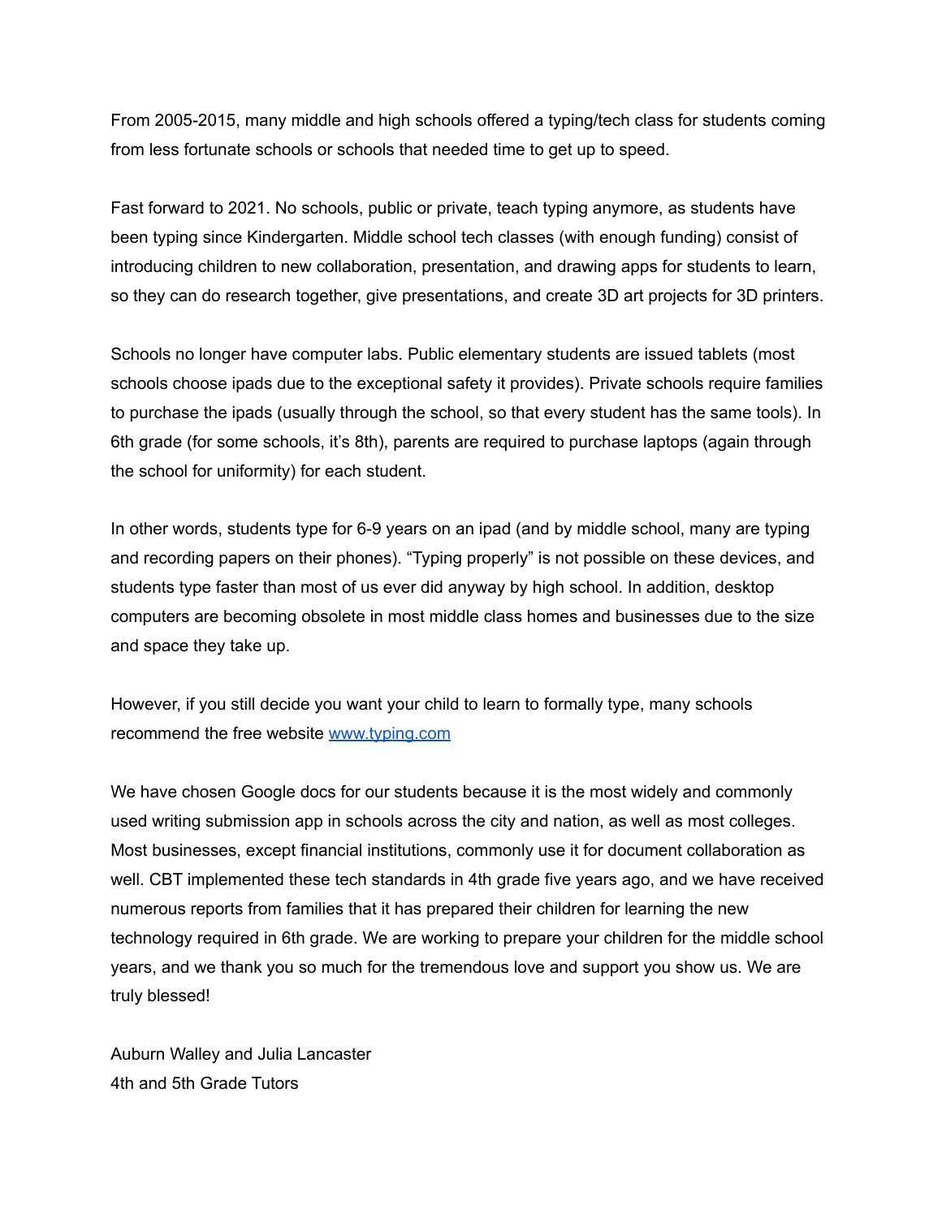From 2005-2015, many middle and high schools offered a typing/tech class for students coming from less fortunate schools or schools that needed time to get up to speed.

Fast forward to 2021. No schools, public or private, teach typing anymore, as students have been typing since Kindergarten. Middle school tech classes (with enough funding) consist of introducing children to new collaboration, presentation, and drawing apps for students to learn, so they can do research together, give presentations, and create 3D art projects for 3D printers.

Schools no longer have computer labs. Public elementary students are issued tablets (most schools choose ipads due to the exceptional safety it provides). Private schools require families to purchase the ipads (usually through the school, so that every student has the same tools). In 6th grade (for some schools, it's 8th), parents are required to purchase laptops (again through the school for uniformity) for each student.

In other words, students type for 6-9 years on an ipad (and by middle school, many are typing and recording papers on their phones). "Typing properly" is not possible on these devices, and students type faster than most of us ever did anyway by high school. In addition, desktop computers are becoming obsolete in most middle class homes and businesses due to the size and space they take up.

However, if you still decide you want your child to learn to formally type, many schools recommend the free website [www.typing.com](http://www.typing.com)

We have chosen Google docs for our students because it is the most widely and commonly used writing submission app in schools across the city and nation, as well as most colleges. Most businesses, except financial institutions, commonly use it for document collaboration as well. CBT implemented these tech standards in 4th grade five years ago, and we have received numerous reports from families that it has prepared their children for learning the new technology required in 6th grade. We are working to prepare your children for the middle school years, and we thank you so much for the tremendous love and support you show us. We are truly blessed!

Auburn Walley and Julia Lancaster
4th and 5th Grade Tutors